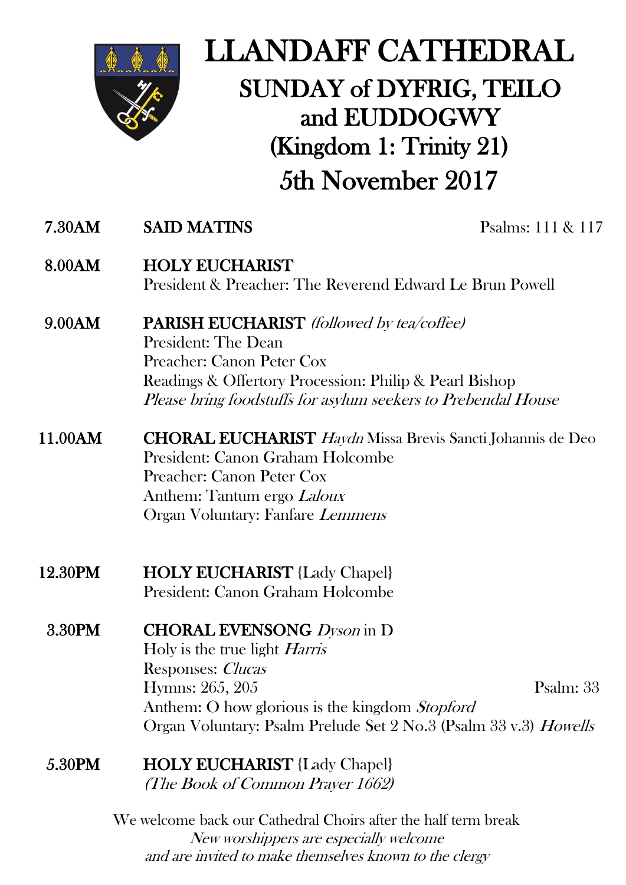# LLANDAFF CATHEDRAL

## SUNDAY of DYFRIG, TEILO and EUDDOGWY
## (Kingdom 1: Trinity 21)
## 5th November 2017

**7.30AM** **SAID MATINS** Psalms: 111 & 117

**8.00AM** **HOLY EUCHARIST**
President & Preacher: The Reverend Edward Le Brun Powell

**9.00AM** **PARISH EUCHARIST** *(followed by tea/coffee)*
President: The Dean
Preacher: Canon Peter Cox
Readings & Offertory Procession: Philip & Pearl Bishop
*Please bring foodstuffs for asylum seekers to Prebendal House*

**11.00AM** **CHORAL EUCHARIST** *Haydn* Missa Brevis Sancti Johannis de Deo
President: Canon Graham Holcombe
Preacher: Canon Peter Cox
Anthem: Tantum ergo *Laloux*
Organ Voluntary: Fanfare *Lemmens*

**12.30PM** **HOLY EUCHARIST** {Lady Chapel}
President: Canon Graham Holcombe

**3.30PM** **CHORAL EVENSONG** *Dyson* in D
Holy is the true light *Harris*
Responses: *Clucas*
Hymns: 265, 205 Psalm: 33
Anthem: O how glorious is the kingdom *Stopford*
Organ Voluntary: Psalm Prelude Set 2 No.3 (Psalm 33 v.3) *Howells*

**5.30PM** **HOLY EUCHARIST** {Lady Chapel}
*(The Book of Common Prayer 1662)*

We welcome back our Cathedral Choirs after the half term break
*New worshippers are especially welcome*
*and are invited to make themselves known to the clergy*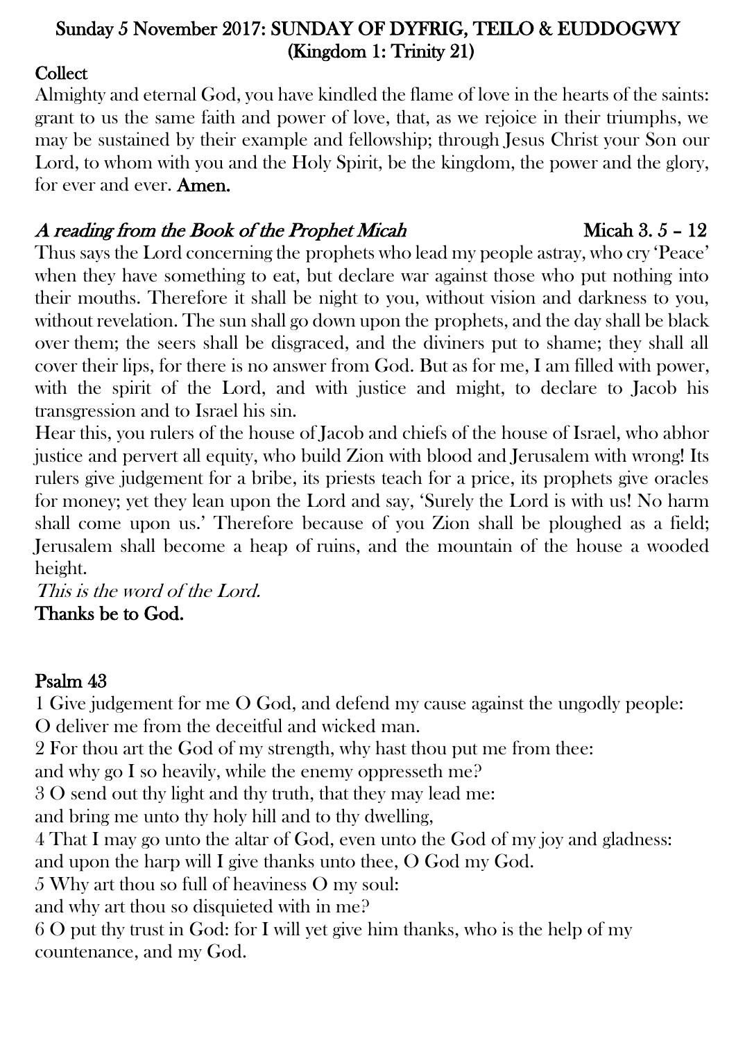## Sunday 5 November 2017: SUNDAY OF DYFRIG, TEILO & EUDDOGWY (Kingdom 1: Trinity 21)

**Collect**

Almighty and eternal God, you have kindled the flame of love in the hearts of the saints: grant to us the same faith and power of love, that, as we rejoice in their triumphs, we may be sustained by their example and fellowship; through Jesus Christ your Son our Lord, to whom with you and the Holy Spirit, be the kingdom, the power and the glory, for ever and ever. **Amen.**

***A reading from the Book of the Prophet Micah*** **Micah 3. 5 – 12**

Thus says the Lord concerning the prophets who lead my people astray, who cry 'Peace' when they have something to eat, but declare war against those who put nothing into their mouths. Therefore it shall be night to you, without vision and darkness to you, without revelation. The sun shall go down upon the prophets, and the day shall be black over them; the seers shall be disgraced, and the diviners put to shame; they shall all cover their lips, for there is no answer from God. But as for me, I am filled with power, with the spirit of the Lord, and with justice and might, to declare to Jacob his transgression and to Israel his sin.

Hear this, you rulers of the house of Jacob and chiefs of the house of Israel, who abhor justice and pervert all equity, who build Zion with blood and Jerusalem with wrong! Its rulers give judgement for a bribe, its priests teach for a price, its prophets give oracles for money; yet they lean upon the Lord and say, 'Surely the Lord is with us! No harm shall come upon us.' Therefore because of you Zion shall be ploughed as a field; Jerusalem shall become a heap of ruins, and the mountain of the house a wooded height.

*This is the word of the Lord.*
**Thanks be to God.**

**Psalm 43**

1 Give judgement for me O God, and defend my cause against the ungodly people:
O deliver me from the deceitful and wicked man.
2 For thou art the God of my strength, why hast thou put me from thee:
and why go I so heavily, while the enemy oppresseth me?
3 O send out thy light and thy truth, that they may lead me:
and bring me unto thy holy hill and to thy dwelling,
4 That I may go unto the altar of God, even unto the God of my joy and gladness:
and upon the harp will I give thanks unto thee, O God my God.
5 Why art thou so full of heaviness O my soul:
and why art thou so disquieted with in me?
6 O put thy trust in God: for I will yet give him thanks, who is the help of my countenance, and my God.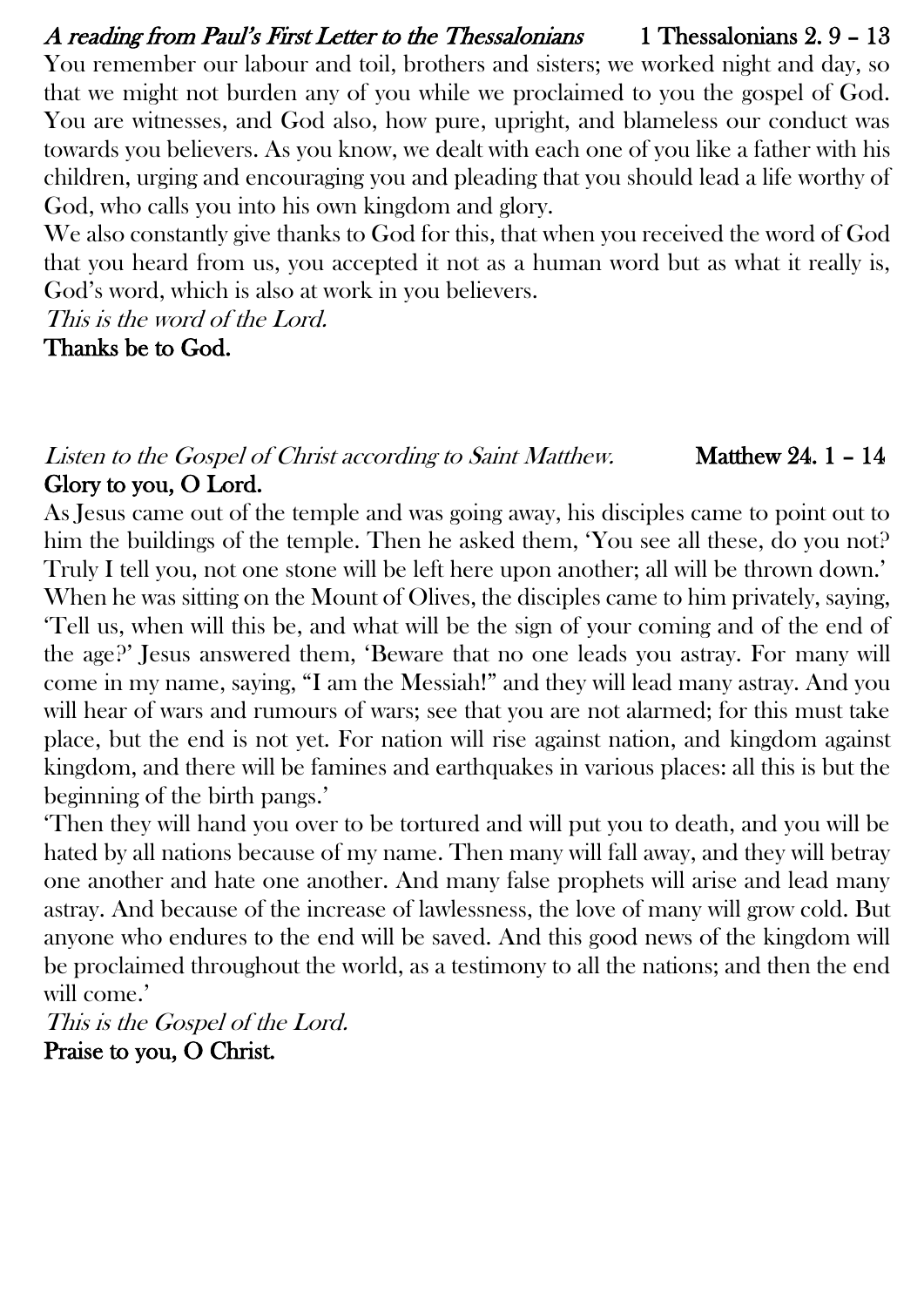*A reading from Paul's First Letter to the Thessalonians* **1 Thessalonians 2. 9 – 13**

You remember our labour and toil, brothers and sisters; we worked night and day, so that we might not burden any of you while we proclaimed to you the gospel of God. You are witnesses, and God also, how pure, upright, and blameless our conduct was towards you believers. As you know, we dealt with each one of you like a father with his children, urging and encouraging you and pleading that you should lead a life worthy of God, who calls you into his own kingdom and glory.

We also constantly give thanks to God for this, that when you received the word of God that you heard from us, you accepted it not as a human word but as what it really is, God's word, which is also at work in you believers.

*This is the word of the Lord.*

**Thanks be to God.**

*Listen to the Gospel of Christ according to Saint Matthew.* **Matthew 24. 1 – 14**

**Glory to you, O Lord.**

As Jesus came out of the temple and was going away, his disciples came to point out to him the buildings of the temple. Then he asked them, 'You see all these, do you not? Truly I tell you, not one stone will be left here upon another; all will be thrown down.'

When he was sitting on the Mount of Olives, the disciples came to him privately, saying, 'Tell us, when will this be, and what will be the sign of your coming and of the end of the age?' Jesus answered them, 'Beware that no one leads you astray. For many will come in my name, saying, "I am the Messiah!" and they will lead many astray. And you will hear of wars and rumours of wars; see that you are not alarmed; for this must take place, but the end is not yet. For nation will rise against nation, and kingdom against kingdom, and there will be famines and earthquakes in various places: all this is but the beginning of the birth pangs.'

'Then they will hand you over to be tortured and will put you to death, and you will be hated by all nations because of my name. Then many will fall away, and they will betray one another and hate one another. And many false prophets will arise and lead many astray. And because of the increase of lawlessness, the love of many will grow cold. But anyone who endures to the end will be saved. And this good news of the kingdom will be proclaimed throughout the world, as a testimony to all the nations; and then the end will come.'

*This is the Gospel of the Lord.*

**Praise to you, O Christ.**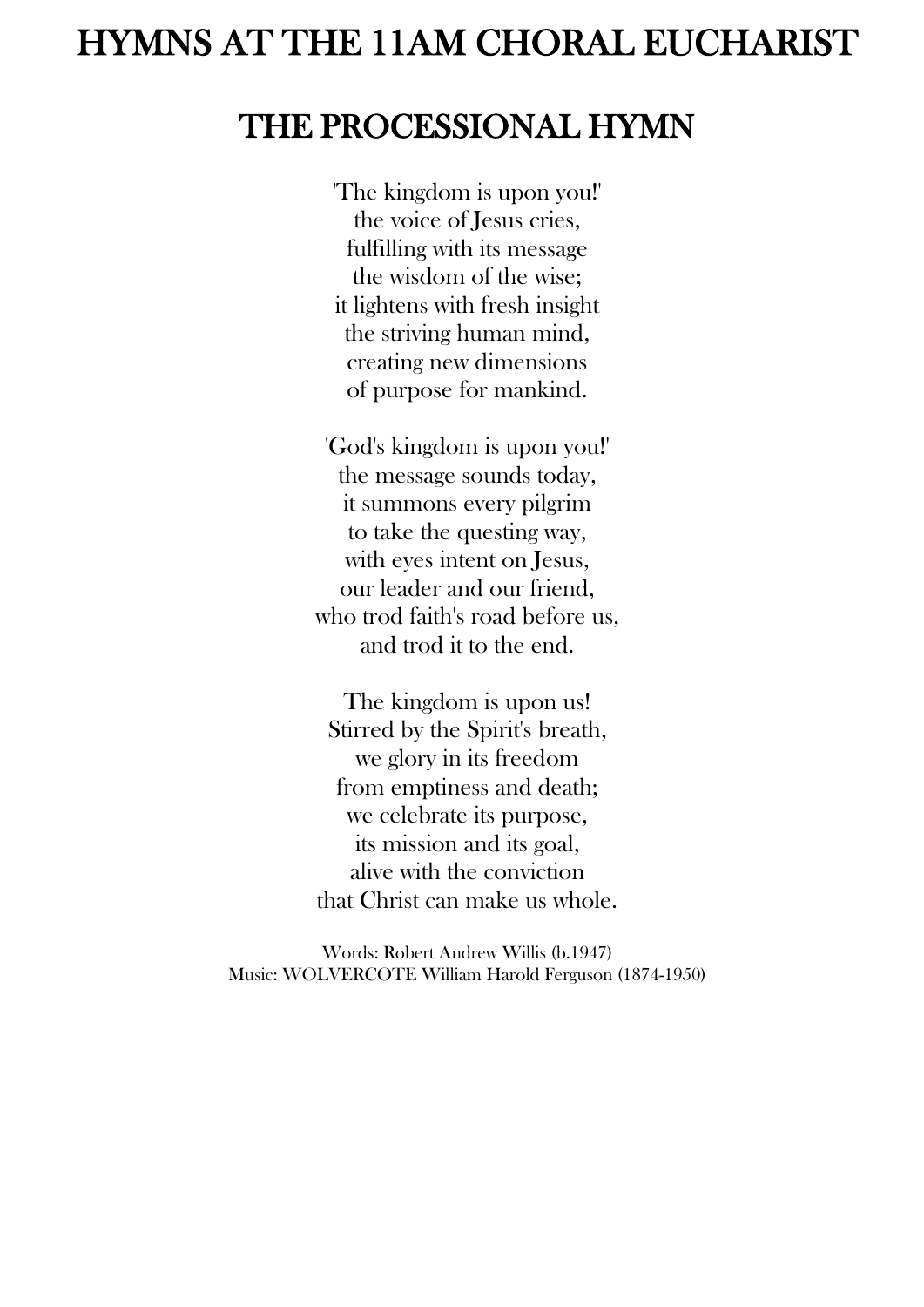# HYMNS AT THE 11AM CHORAL EUCHARIST

## THE PROCESSIONAL HYMN

'The kingdom is upon you!'
the voice of Jesus cries,
fulfilling with its message
the wisdom of the wise;
it lightens with fresh insight
the striving human mind,
creating new dimensions
of purpose for mankind.

'God's kingdom is upon you!'
the message sounds today,
it summons every pilgrim
to take the questing way,
with eyes intent on Jesus,
our leader and our friend,
who trod faith's road before us,
and trod it to the end.

The kingdom is upon us!
Stirred by the Spirit's breath,
we glory in its freedom
from emptiness and death;
we celebrate its purpose,
its mission and its goal,
alive with the conviction
that Christ can make us whole.

Words: Robert Andrew Willis (b.1947)
Music: WOLVERCOTE William Harold Ferguson (1874-1950)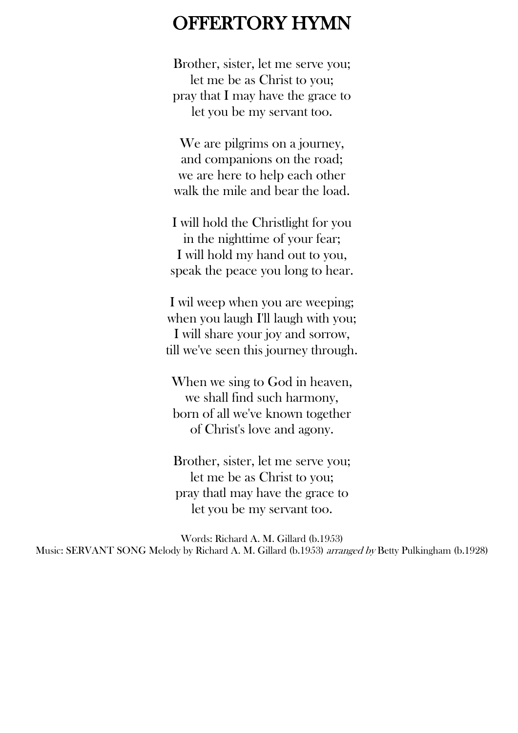# OFFERTORY HYMN

Brother, sister, let me serve you;
let me be as Christ to you;
pray that I may have the grace to
let you be my servant too.

We are pilgrims on a journey,
and companions on the road;
we are here to help each other
walk the mile and bear the load.

I will hold the Christlight for you
in the nighttime of your fear;
I will hold my hand out to you,
speak the peace you long to hear.

I wil weep when you are weeping;
when you laugh I'll laugh with you;
I will share your joy and sorrow,
till we've seen this journey through.

When we sing to God in heaven,
we shall find such harmony,
born of all we've known together
of Christ's love and agony.

Brother, sister, let me serve you;
let me be as Christ to you;
pray thatl may have the grace to
let you be my servant too.

Words: Richard A. M. Gillard (b.1953)
Music: SERVANT SONG Melody by Richard A. M. Gillard (b.1953) *arranged by* Betty Pulkingham (b.1928)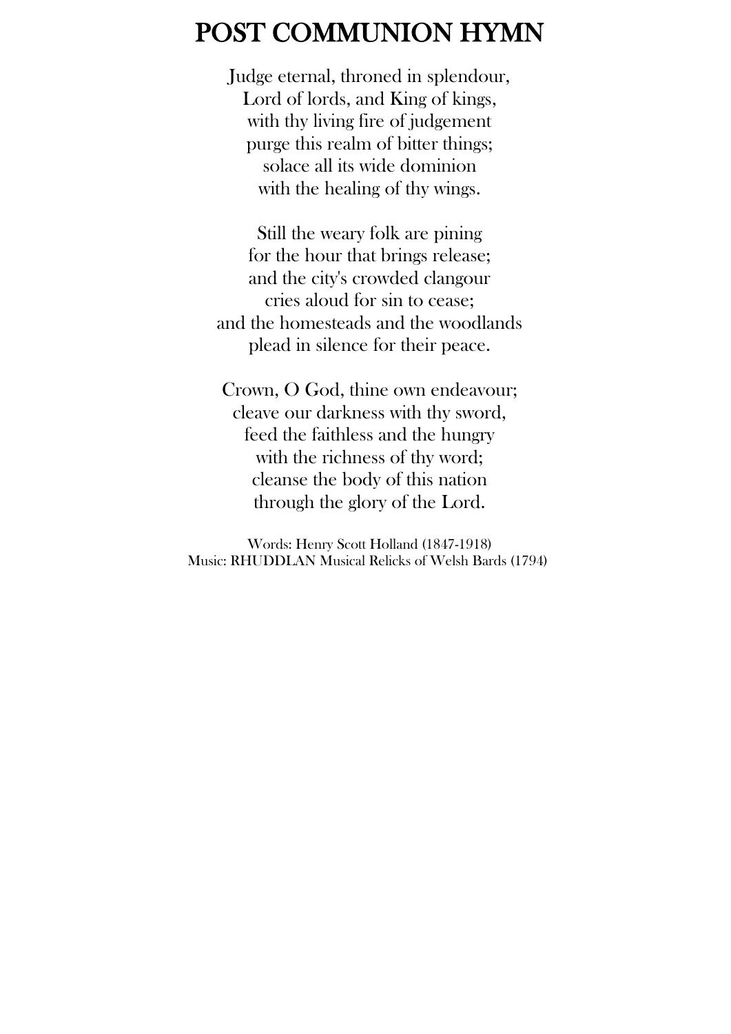# POST COMMUNION HYMN

Judge eternal, throned in splendour,
Lord of lords, and King of kings,
with thy living fire of judgement
purge this realm of bitter things;
solace all its wide dominion
with the healing of thy wings.

Still the weary folk are pining
for the hour that brings release;
and the city's crowded clangour
cries aloud for sin to cease;
and the homesteads and the woodlands
plead in silence for their peace.

Crown, O God, thine own endeavour;
cleave our darkness with thy sword,
feed the faithless and the hungry
with the richness of thy word;
cleanse the body of this nation
through the glory of the Lord.

Words: Henry Scott Holland (1847-1918)
Music: RHUDDLAN Musical Relicks of Welsh Bards (1794)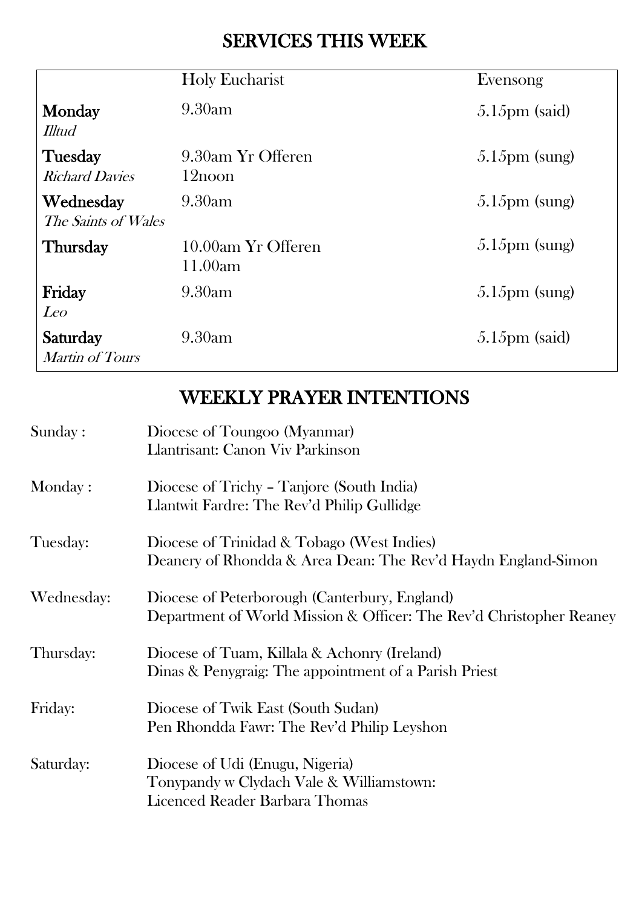# SERVICES THIS WEEK

| | Holy Eucharist | Evensong |
|---|---|---|
| **Monday**<br>*Illtud* | 9.30am | 5.15pm (said) |
| **Tuesday**<br>*Richard Davies* | 9.30am Yr Offeren<br>12noon | 5.15pm (sung) |
| **Wednesday**<br>*The Saints of Wales* | 9.30am | 5.15pm (sung) |
| **Thursday** | 10.00am Yr Offeren<br>11.00am | 5.15pm (sung) |
| **Friday**<br>*Leo* | 9.30am | 5.15pm (sung) |
| **Saturday**<br>*Martin of Tours* | 9.30am | 5.15pm (said) |

# WEEKLY PRAYER INTENTIONS

| | |
|---|---|
| Sunday : | Diocese of Toungoo (Myanmar)<br>Llantrisant: Canon Viv Parkinson |
| Monday : | Diocese of Trichy – Tanjore (South India)<br>Llantwit Fardre: The Rev'd Philip Gullidge |
| Tuesday: | Diocese of Trinidad & Tobago (West Indies)<br>Deanery of Rhondda & Area Dean: The Rev'd Haydn England-Simon |
| Wednesday: | Diocese of Peterborough (Canterbury, England)<br>Department of World Mission & Officer: The Rev'd Christopher Reaney |
| Thursday: | Diocese of Tuam, Killala & Achonry (Ireland)<br>Dinas & Penygraig: The appointment of a Parish Priest |
| Friday: | Diocese of Twik East (South Sudan)<br>Pen Rhondda Fawr: The Rev'd Philip Leyshon |
| Saturday: | Diocese of Udi (Enugu, Nigeria)<br>Tonypandy w Clydach Vale & Williamstown:<br>Licenced Reader Barbara Thomas |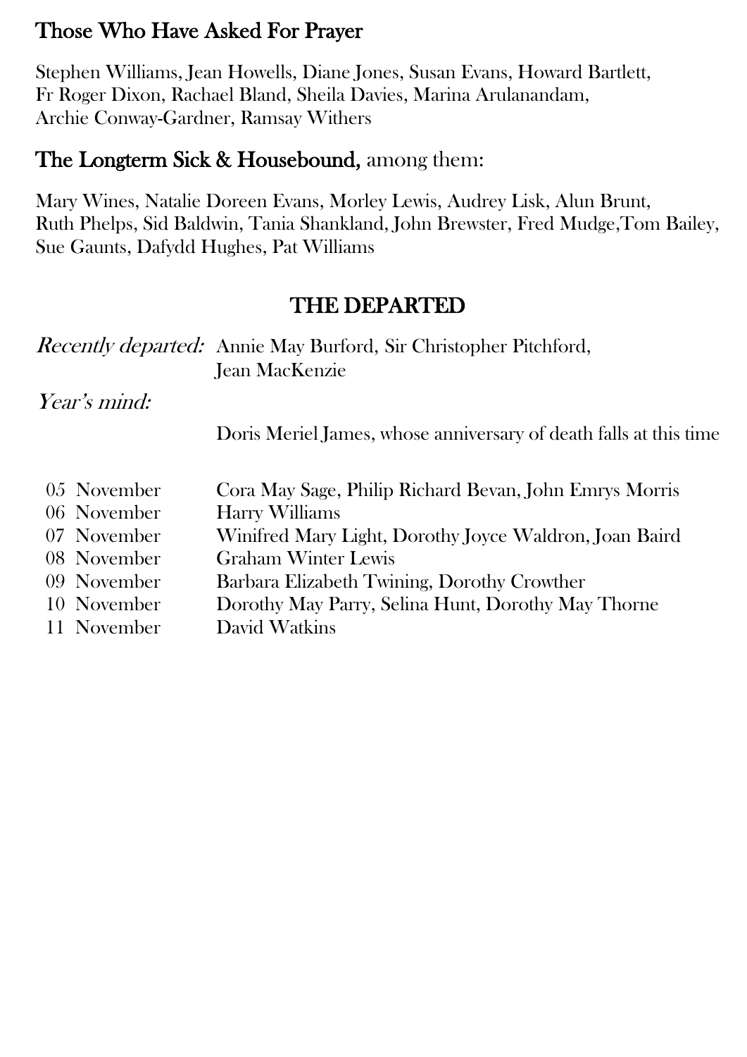## Those Who Have Asked For Prayer

Stephen Williams, Jean Howells, Diane Jones, Susan Evans, Howard Bartlett, Fr Roger Dixon, Rachael Bland, Sheila Davies, Marina Arulanandam, Archie Conway-Gardner, Ramsay Withers

## The Longterm Sick & Housebound, among them:

Mary Wines, Natalie Doreen Evans, Morley Lewis, Audrey Lisk, Alun Brunt, Ruth Phelps, Sid Baldwin, Tania Shankland, John Brewster, Fred Mudge,Tom Bailey, Sue Gaunts, Dafydd Hughes, Pat Williams

## THE DEPARTED

*Recently departed:* Annie May Burford, Sir Christopher Pitchford, Jean MacKenzie

*Year's mind:*

Doris Meriel James, whose anniversary of death falls at this time

| | |
|---|---|
| 05 November | Cora May Sage, Philip Richard Bevan, John Emrys Morris |
| 06 November | Harry Williams |
| 07 November | Winifred Mary Light, Dorothy Joyce Waldron, Joan Baird |
| 08 November | Graham Winter Lewis |
| 09 November | Barbara Elizabeth Twining, Dorothy Crowther |
| 10 November | Dorothy May Parry, Selina Hunt, Dorothy May Thorne |
| 11 November | David Watkins |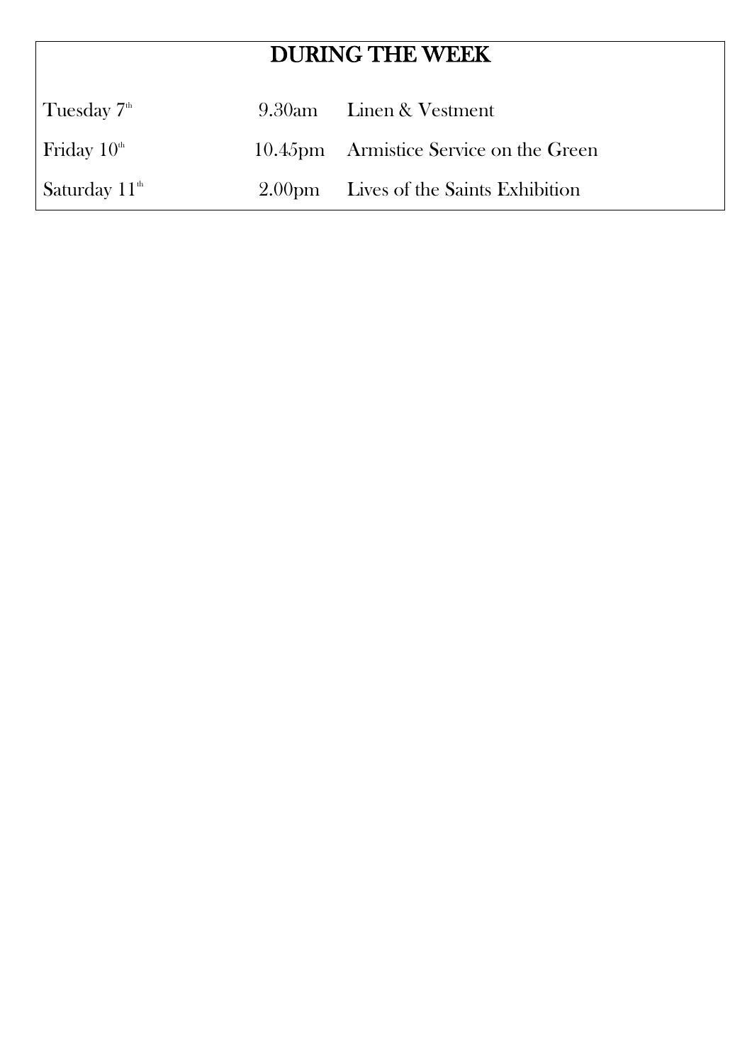## DURING THE WEEK

| | | |
|---|---|---|
| Tuesday 7th | 9.30am | Linen & Vestment |
| Friday 10th | 10.45pm | Armistice Service on the Green |
| Saturday 11th | 2.00pm | Lives of the Saints Exhibition |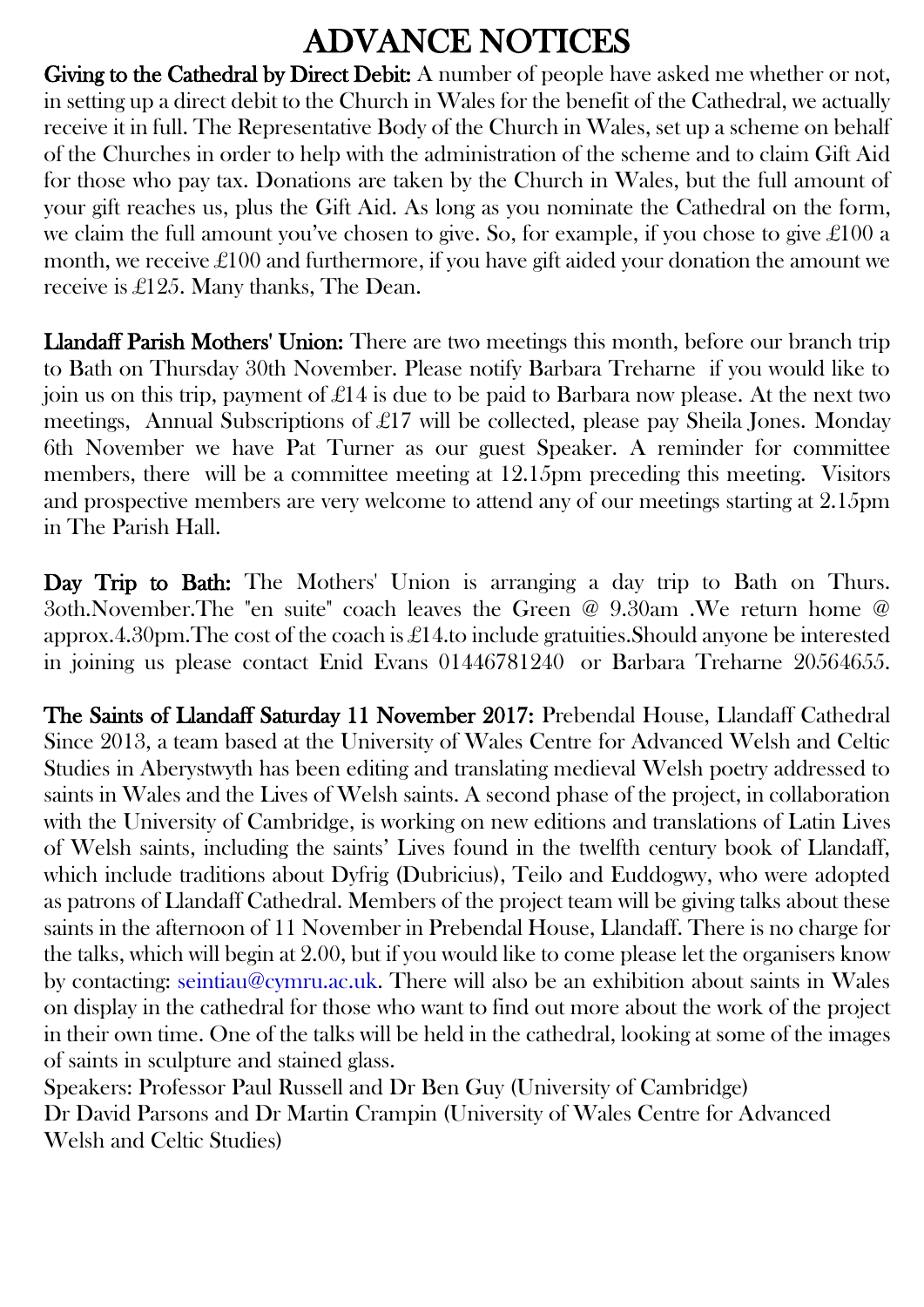# ADVANCE NOTICES

**Giving to the Cathedral by Direct Debit:** A number of people have asked me whether or not, in setting up a direct debit to the Church in Wales for the benefit of the Cathedral, we actually receive it in full. The Representative Body of the Church in Wales, set up a scheme on behalf of the Churches in order to help with the administration of the scheme and to claim Gift Aid for those who pay tax. Donations are taken by the Church in Wales, but the full amount of your gift reaches us, plus the Gift Aid. As long as you nominate the Cathedral on the form, we claim the full amount you've chosen to give. So, for example, if you chose to give £100 a month, we receive £100 and furthermore, if you have gift aided your donation the amount we receive is £125. Many thanks, The Dean.

**Llandaff Parish Mothers' Union:** There are two meetings this month, before our branch trip to Bath on Thursday 30th November. Please notify Barbara Treharne if you would like to join us on this trip, payment of £14 is due to be paid to Barbara now please. At the next two meetings, Annual Subscriptions of £17 will be collected, please pay Sheila Jones. Monday 6th November we have Pat Turner as our guest Speaker. A reminder for committee members, there will be a committee meeting at 12.15pm preceding this meeting. Visitors and prospective members are very welcome to attend any of our meetings starting at 2.15pm in The Parish Hall.

**Day Trip to Bath:** The Mothers' Union is arranging a day trip to Bath on Thurs. 3oth.November.The "en suite" coach leaves the Green @ 9.30am .We return home @ approx.4.30pm.The cost of the coach is £14.to include gratuities.Should anyone be interested in joining us please contact Enid Evans 01446781240 or Barbara Treharne 20564655.

**The Saints of Llandaff Saturday 11 November 2017:** Prebendal House, Llandaff Cathedral Since 2013, a team based at the University of Wales Centre for Advanced Welsh and Celtic Studies in Aberystwyth has been editing and translating medieval Welsh poetry addressed to saints in Wales and the Lives of Welsh saints. A second phase of the project, in collaboration with the University of Cambridge, is working on new editions and translations of Latin Lives of Welsh saints, including the saints' Lives found in the twelfth century book of Llandaff, which include traditions about Dyfrig (Dubricius), Teilo and Euddogwy, who were adopted as patrons of Llandaff Cathedral. Members of the project team will be giving talks about these saints in the afternoon of 11 November in Prebendal House, Llandaff. There is no charge for the talks, which will begin at 2.00, but if you would like to come please let the organisers know by contacting: seintiau@cymru.ac.uk. There will also be an exhibition about saints in Wales on display in the cathedral for those who want to find out more about the work of the project in their own time. One of the talks will be held in the cathedral, looking at some of the images of saints in sculpture and stained glass.

Speakers: Professor Paul Russell and Dr Ben Guy (University of Cambridge)
Dr David Parsons and Dr Martin Crampin (University of Wales Centre for Advanced Welsh and Celtic Studies)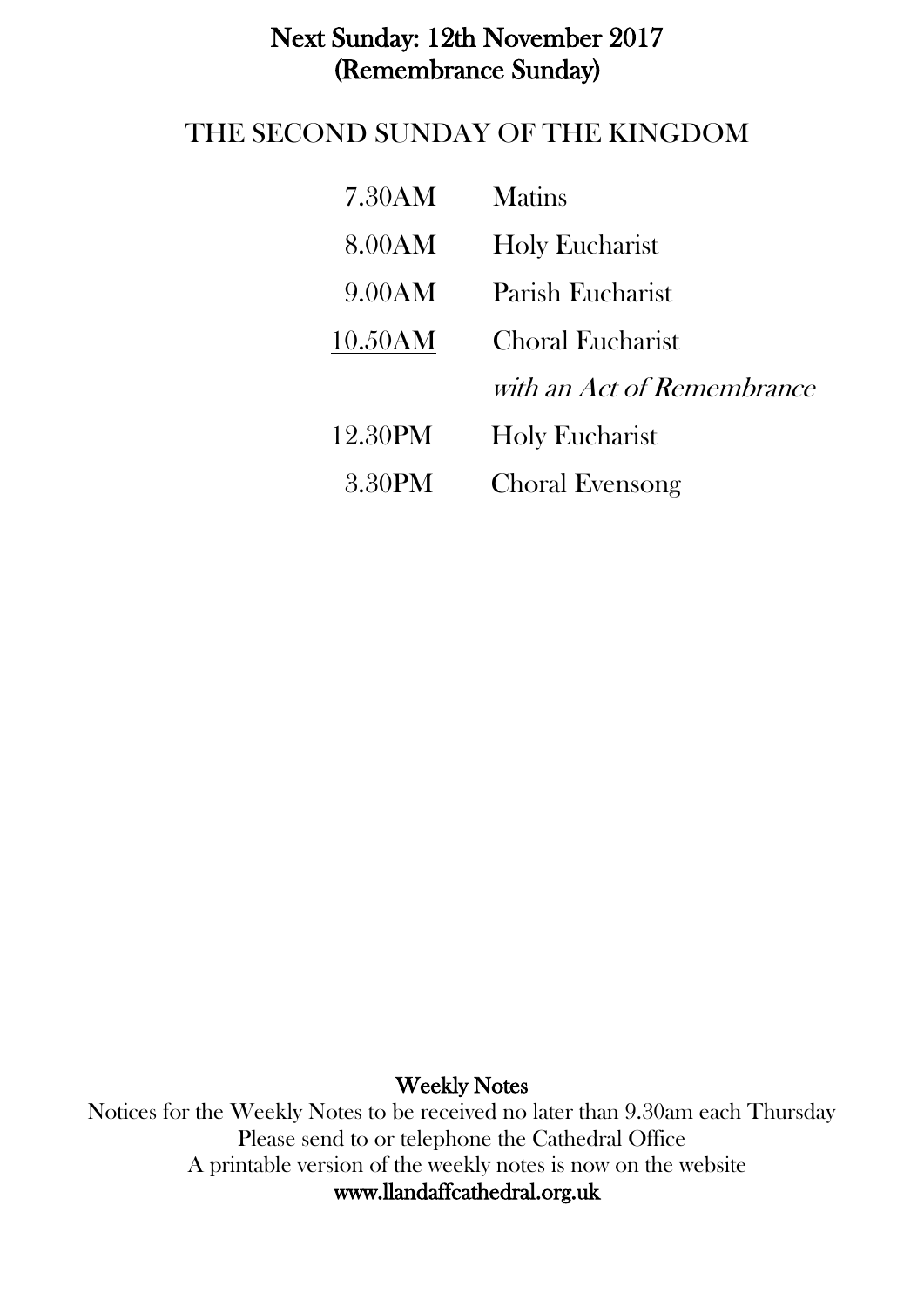# Next Sunday: 12th November 2017
# (Remembrance Sunday)

## THE SECOND SUNDAY OF THE KINGDOM

| | |
|---|---|
| 7.30AM | Matins |
| 8.00AM | Holy Eucharist |
| 9.00AM | Parish Eucharist |
| <u>10.50AM</u> | Choral Eucharist |
| | *with an Act of Remembrance* |
| 12.30PM | Holy Eucharist |
| 3.30PM | Choral Evensong |

**Weekly Notes**

Notices for the Weekly Notes to be received no later than 9.30am each Thursday
Please send to or telephone the Cathedral Office
A printable version of the weekly notes is now on the website
**www.llandaffcathedral.org.uk**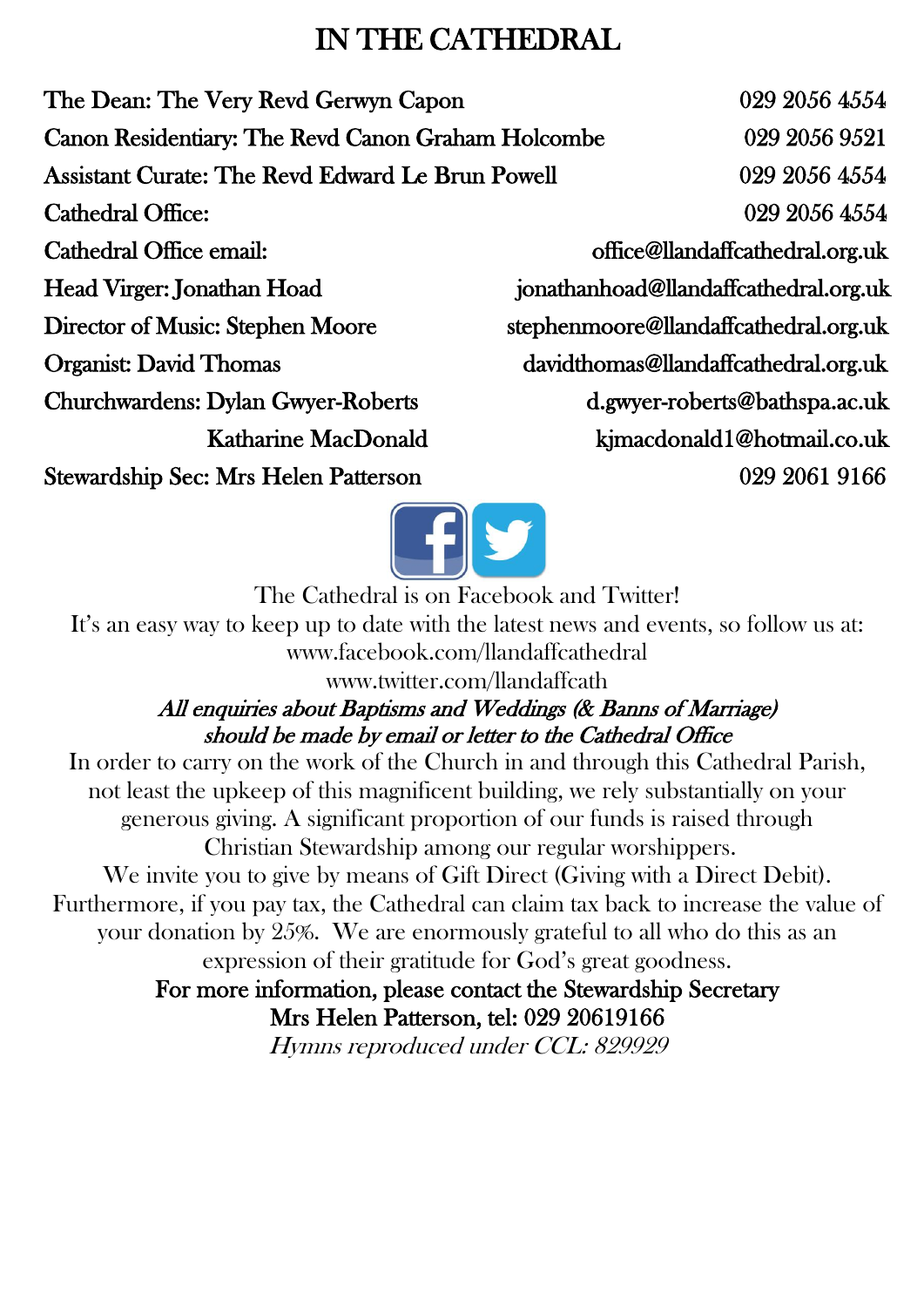# IN THE CATHEDRAL

| | |
|---|---|
| The Dean: The Very Revd Gerwyn Capon | 029 2056 4554 |
| Canon Residentiary: The Revd Canon Graham Holcombe | 029 2056 9521 |
| Assistant Curate: The Revd Edward Le Brun Powell | 029 2056 4554 |
| Cathedral Office: | 029 2056 4554 |
| Cathedral Office email: | office@llandaffcathedral.org.uk |
| Head Virger: Jonathan Hoad | jonathanhoad@llandaffcathedral.org.uk |
| Director of Music: Stephen Moore | stephenmoore@llandaffcathedral.org.uk |
| Organist: David Thomas | davidthomas@llandaffcathedral.org.uk |
| Churchwardens: Dylan Gwyer-Roberts | d.gwyer-roberts@bathspa.ac.uk |
| Katharine MacDonald | kjmacdonald1@hotmail.co.uk |
| Stewardship Sec: Mrs Helen Patterson | 029 2061 9166 |

The Cathedral is on Facebook and Twitter!
It's an easy way to keep up to date with the latest news and events, so follow us at:
www.facebook.com/llandaffcathedral
www.twitter.com/llandaffcath

***All enquiries about Baptisms and Weddings (& Banns of Marriage) should be made by email or letter to the Cathedral Office***

In order to carry on the work of the Church in and through this Cathedral Parish, not least the upkeep of this magnificent building, we rely substantially on your generous giving. A significant proportion of our funds is raised through Christian Stewardship among our regular worshippers.

We invite you to give by means of Gift Direct (Giving with a Direct Debit). Furthermore, if you pay tax, the Cathedral can claim tax back to increase the value of your donation by 25%. We are enormously grateful to all who do this as an expression of their gratitude for God's great goodness.

**For more information, please contact the Stewardship Secretary Mrs Helen Patterson, tel: 029 20619166**

*Hymns reproduced under CCL: 829929*